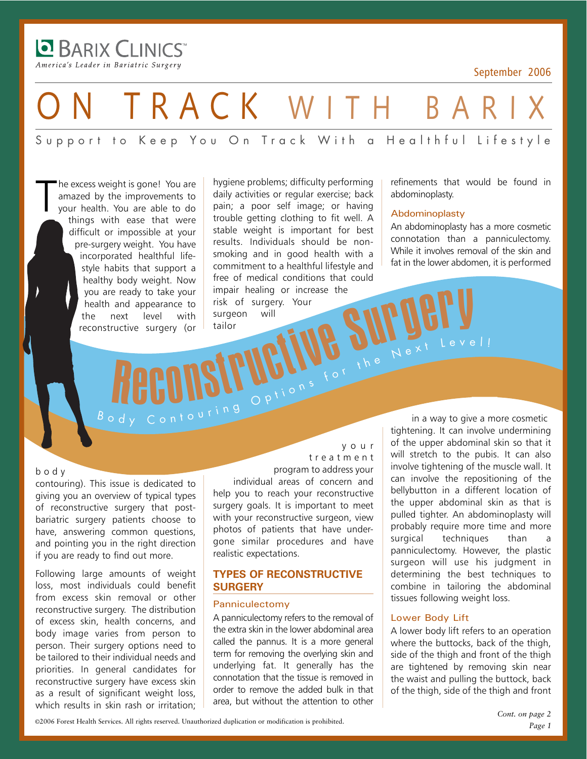Barix Clinics™
*America's Leader in Bariatric Surgery*

September 2006

# ON TRACK WITH BARIX

Support to Keep You On Track With a Healthful Lifestyle

## Reconstructive Surgery

Body Contouring Options for the Next Level!

The excess weight is gone! You are amazed by the improvements to your health. You are able to do things with ease that were difficult or impossible at your pre-surgery weight. You have incorporated healthful lifestyle habits that support a healthy body weight. Now you are ready to take your health and appearance to the next level with reconstructive surgery (or body contouring). This issue is dedicated to giving you an overview of typical types of reconstructive surgery that post-bariatric surgery patients choose to have, answering common questions, and pointing you in the right direction if you are ready to find out more.

Following large amounts of weight loss, most individuals could benefit from excess skin removal or other reconstructive surgery. The distribution of excess skin, health concerns, and body image varies from person to person. Their surgery options need to be tailored to their individual needs and priorities. In general candidates for reconstructive surgery have excess skin as a result of significant weight loss, which results in skin rash or irritation; hygiene problems; difficulty performing daily activities or regular exercise; back pain; a poor self image; or having trouble getting clothing to fit well. A stable weight is important for best results. Individuals should be non-smoking and in good health with a commitment to a healthful lifestyle and free of medical conditions that could impair healing or increase the risk of surgery. Your surgeon will tailor your treatment program to address your individual areas of concern and help you to reach your reconstructive surgery goals. It is important to meet with your reconstructive surgeon, view photos of patients that have undergone similar procedures and have realistic expectations.

### TYPES OF RECONSTRUCTIVE SURGERY

#### Panniculectomy

A panniculectomy refers to the removal of the extra skin in the lower abdominal area called the pannus. It is a more general term for removing the overlying skin and underlying fat. It generally has the connotation that the tissue is removed in order to remove the added bulk in that area, but without the attention to other refinements that would be found in abdominoplasty.

#### Abdominoplasty

An abdominoplasty has a more cosmetic connotation than a panniculectomy. While it involves removal of the skin and fat in the lower abdomen, it is performed in a way to give a more cosmetic tightening. It can involve undermining of the upper abdominal skin so that it will stretch to the pubis. It can also involve tightening of the muscle wall. It can involve the repositioning of the bellybutton in a different location of the upper abdominal skin as that is pulled tighter. An abdominoplasty will probably require more time and more surgical techniques than a panniculectomy. However, the plastic surgeon will use his judgment in determining the best techniques to combine in tailoring the abdominal tissues following weight loss.

#### Lower Body Lift

A lower body lift refers to an operation where the buttocks, back of the thigh, side of the thigh and front of the thigh are tightened by removing skin near the waist and pulling the buttock, back of the thigh, side of the thigh and front

*Cont. on page 2*

©2006 Forest Health Services. All rights reserved. Unauthorized duplication or modification is prohibited.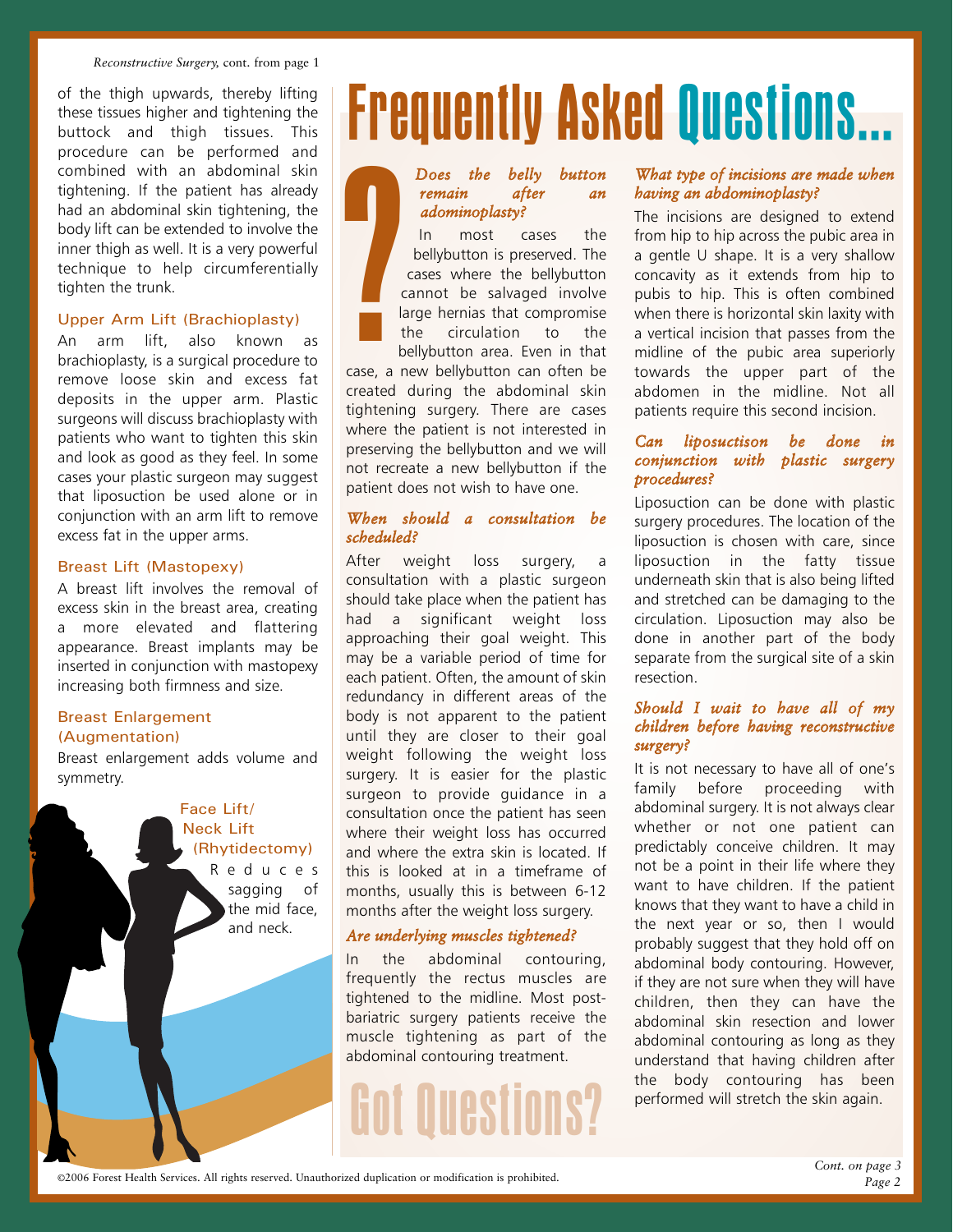*Reconstructive Surgery,* cont. from page 1

of the thigh upwards, thereby lifting these tissues higher and tightening the buttock and thigh tissues. This procedure can be performed and combined with an abdominal skin tightening. If the patient has already had an abdominal skin tightening, the body lift can be extended to involve the inner thigh as well. It is a very powerful technique to help circumferentially tighten the trunk.

### Upper Arm Lift (Brachioplasty)

An arm lift, also known as brachioplasty, is a surgical procedure to remove loose skin and excess fat deposits in the upper arm. Plastic surgeons will discuss brachioplasty with patients who want to tighten this skin and look as good as they feel. In some cases your plastic surgeon may suggest that liposuction be used alone or in conjunction with an arm lift to remove excess fat in the upper arms.

### Breast Lift (Mastopexy)

A breast lift involves the removal of excess skin in the breast area, creating a more elevated and flattering appearance. Breast implants may be inserted in conjunction with mastopexy increasing both firmness and size.

### Breast Enlargement (Augmentation)

Breast enlargement adds volume and symmetry.

### Face Lift/ Neck Lift (Rhytidectomy)

Reduces sagging of the mid face, and neck.

# Frequently Asked Questions...

***Does the belly button remain after an adominoplasty?***

In most cases the bellybutton is preserved. The cases where the bellybutton cannot be salvaged involve large hernias that compromise the circulation to the bellybutton area. Even in that case, a new bellybutton can often be created during the abdominal skin tightening surgery. There are cases where the patient is not interested in preserving the bellybutton and we will not recreate a new bellybutton if the patient does not wish to have one.

***When should a consultation be scheduled?***

After weight loss surgery, a consultation with a plastic surgeon should take place when the patient has had a significant weight loss approaching their goal weight. This may be a variable period of time for each patient. Often, the amount of skin redundancy in different areas of the body is not apparent to the patient until they are closer to their goal weight following the weight loss surgery. It is easier for the plastic surgeon to provide guidance in a consultation once the patient has seen where their weight loss has occurred and where the extra skin is located. If this is looked at in a timeframe of months, usually this is between 6-12 months after the weight loss surgery.

***Are underlying muscles tightened?***

In the abdominal contouring, frequently the rectus muscles are tightened to the midline. Most post-bariatric surgery patients receive the muscle tightening as part of the abdominal contouring treatment.

***What type of incisions are made when having an abdominoplasty?***

The incisions are designed to extend from hip to hip across the pubic area in a gentle U shape. It is a very shallow concavity as it extends from hip to pubis to hip. This is often combined when there is horizontal skin laxity with a vertical incision that passes from the midline of the pubic area superiorly towards the upper part of the abdomen in the midline. Not all patients require this second incision.

***Can liposuctison be done in conjunction with plastic surgery procedures?***

Liposuction can be done with plastic surgery procedures. The location of the liposuction is chosen with care, since liposuction in the fatty tissue underneath skin that is also being lifted and stretched can be damaging to the circulation. Liposuction may also be done in another part of the body separate from the surgical site of a skin resection.

***Should I wait to have all of my children before having reconstructive surgery?***

It is not necessary to have all of one's family before proceeding with abdominal surgery. It is not always clear whether or not one patient can predictably conceive children. It may not be a point in their life where they want to have children. If the patient knows that they want to have a child in the next year or so, then I would probably suggest that they hold off on abdominal body contouring. However, if they are not sure when they will have children, then they can have the abdominal skin resection and lower abdominal contouring as long as they understand that having children after the body contouring has been performed will stretch the skin again.

## Got Questions?

*Cont. on page 3*

©2006 Forest Health Services. All rights reserved. Unauthorized duplication or modification is prohibited.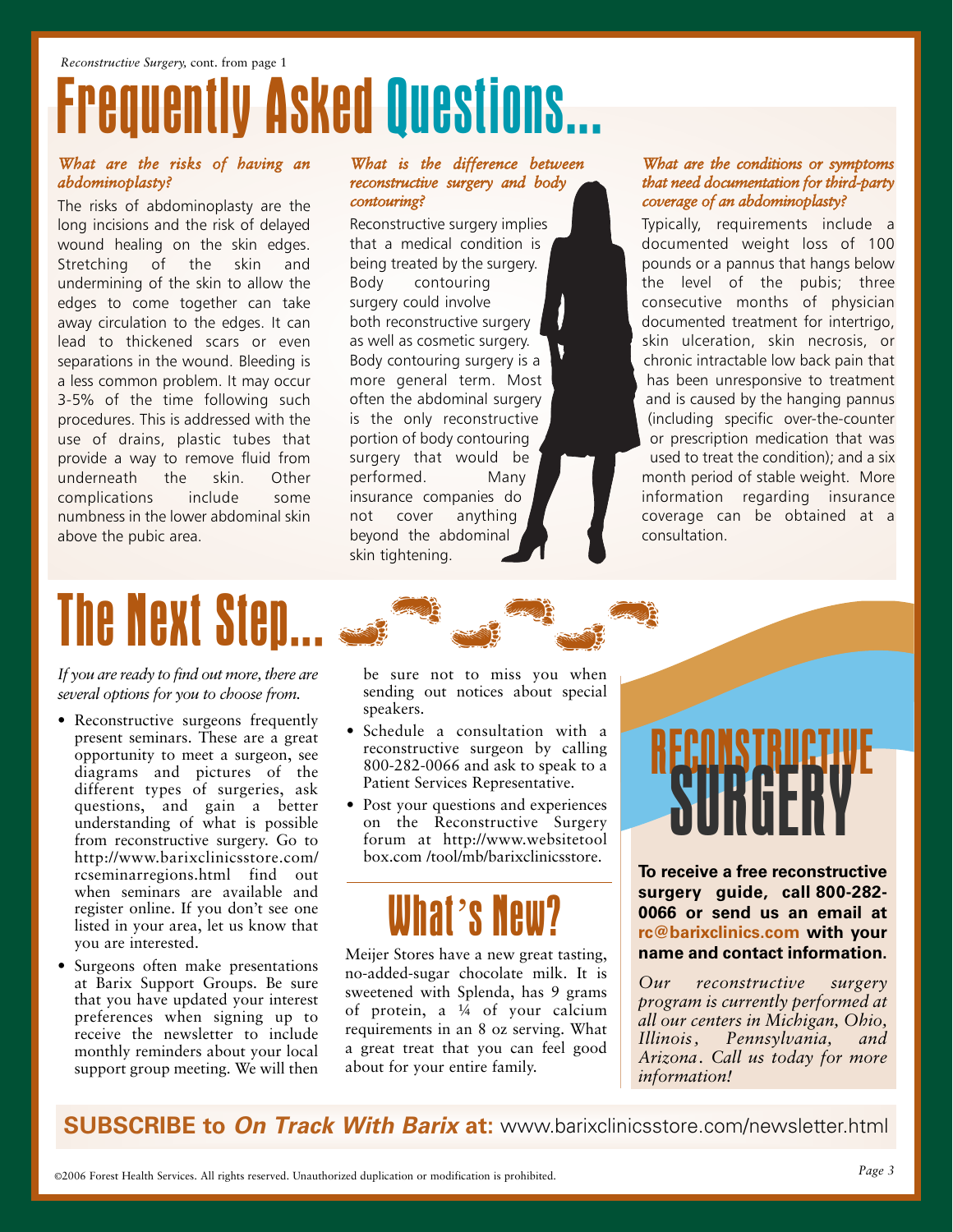*Reconstructive Surgery,* cont. from page 1

# Frequently Asked Questions...

*What are the risks of having an abdominoplasty?*

The risks of abdominoplasty are the long incisions and the risk of delayed wound healing on the skin edges. Stretching of the skin and undermining of the skin to allow the edges to come together can take away circulation to the edges. It can lead to thickened scars or even separations in the wound. Bleeding is a less common problem. It may occur 3-5% of the time following such procedures. This is addressed with the use of drains, plastic tubes that provide a way to remove fluid from underneath the skin. Other complications include some numbness in the lower abdominal skin above the pubic area.

*What is the difference between reconstructive surgery and body contouring?*

Reconstructive surgery implies that a medical condition is being treated by the surgery. Body contouring surgery could involve both reconstructive surgery as well as cosmetic surgery. Body contouring surgery is a more general term. Most often the abdominal surgery is the only reconstructive portion of body contouring surgery that would be performed. Many insurance companies do not cover anything beyond the abdominal skin tightening.

*What are the conditions or symptoms that need documentation for third-party coverage of an abdominoplasty?*

Typically, requirements include a documented weight loss of 100 pounds or a pannus that hangs below the level of the pubis; three consecutive months of physician documented treatment for intertrigo, skin ulceration, skin necrosis, or chronic intractable low back pain that has been unresponsive to treatment and is caused by the hanging pannus (including specific over-the-counter or prescription medication that was used to treat the condition); and a six month period of stable weight. More information regarding insurance coverage can be obtained at a consultation.

# The Next Step...

*If you are ready to find out more, there are several options for you to choose from.*

- Reconstructive surgeons frequently present seminars. These are a great opportunity to meet a surgeon, see diagrams and pictures of the different types of surgeries, ask questions, and gain a better understanding of what is possible from reconstructive surgery. Go to http://www.barixclinicsstore.com/rcseminarregions.html find out when seminars are available and register online. If you don't see one listed in your area, let us know that you are interested.
- Surgeons often make presentations at Barix Support Groups. Be sure that you have updated your interest preferences when signing up to receive the newsletter to include monthly reminders about your local support group meeting. We will then be sure not to miss you when sending out notices about special speakers.
- Schedule a consultation with a reconstructive surgeon by calling 800-282-0066 and ask to speak to a Patient Services Representative.
- Post your questions and experiences on the Reconstructive Surgery forum at http://www.websitetoolbox.com /tool/mb/barixclinicsstore.

# What's New?

Meijer Stores have a new great tasting, no-added-sugar chocolate milk. It is sweetened with Splenda, has 9 grams of protein, a ¼ of your calcium requirements in an 8 oz serving. What a great treat that you can feel good about for your entire family.

## RECONSTRUCTIVE SURGERY

**To receive a free reconstructive surgery guide, call 800-282-0066 or send us an email at rc@barixclinics.com with your name and contact information.**

*Our reconstructive surgery program is currently performed at all our centers in Michigan, Ohio, Illinois, Pennsylvania, and Arizona. Call us today for more information!*

**SUBSCRIBE to *On Track With Barix* at:** www.barixclinicsstore.com/newsletter.html

©2006 Forest Health Services. All rights reserved. Unauthorized duplication or modification is prohibited.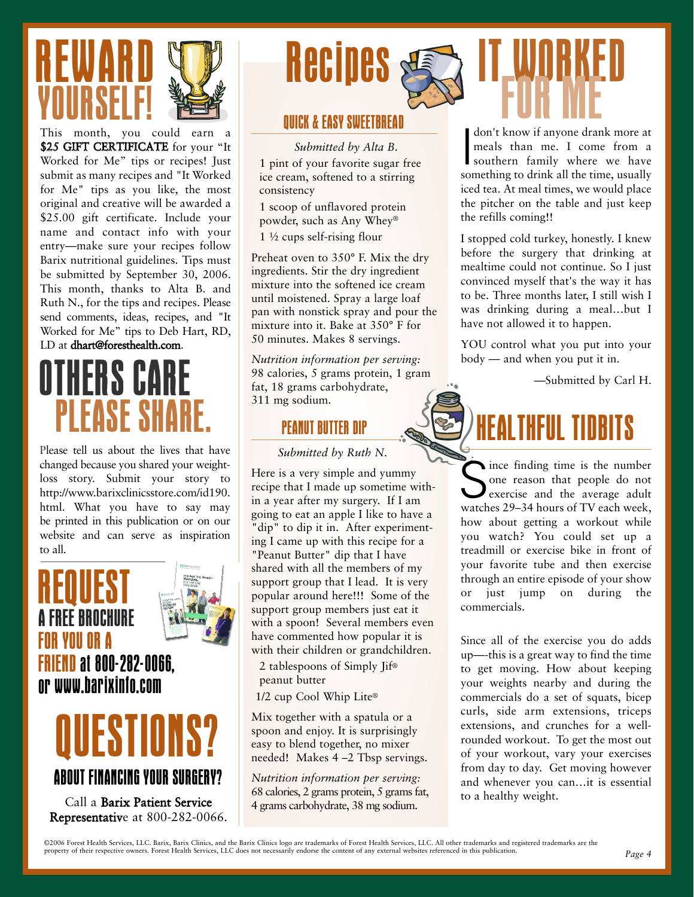# REWARD YOURSELF!

This month, you could earn a **$25 GIFT CERTIFICATE** for your "It Worked for Me" tips or recipes! Just submit as many recipes and "It Worked for Me" tips as you like, the most original and creative will be awarded a $25.00 gift certificate. Include your name and contact info with your entry—make sure your recipes follow Barix nutritional guidelines. Tips must be submitted by September 30, 2006. This month, thanks to Alta B. and Ruth N., for the tips and recipes. Please send comments, ideas, recipes, and "It Worked for Me" tips to Deb Hart, RD, LD at **dhart@foresthealth.com**.

# OTHERS CARE PLEASE SHARE.

Please tell us about the lives that have changed because you shared your weight-loss story. Submit your story to http://www.barixclinicsstore.com/id190.html. What you have to say may be printed in this publication or on our website and can serve as inspiration to all.

## REQUEST A FREE BROCHURE FOR YOU OR A FRIEND at 800-282-0066, or www.barixinfo.com

# QUESTIONS?

## ABOUT FINANCING YOUR SURGERY?

Call a **Barix Patient Service Representative** at 800-282-0066.

# Recipes

## QUICK & EASY SWEETBREAD

*Submitted by Alta B.*

1 pint of your favorite sugar free ice cream, softened to a stirring consistency

1 scoop of unflavored protein powder, such as Any Whey®

1 ½ cups self-rising flour

Preheat oven to 350° F. Mix the dry ingredients. Stir the dry ingredient mixture into the softened ice cream until moistened. Spray a large loaf pan with nonstick spray and pour the mixture into it. Bake at 350° F for 50 minutes. Makes 8 servings.

*Nutrition information per serving:* 98 calories, 5 grams protein, 1 gram fat, 18 grams carbohydrate, 311 mg sodium.

## PEANUT BUTTER DIP

*Submitted by Ruth N.*

Here is a very simple and yummy recipe that I made up sometime within a year after my surgery. If I am going to eat an apple I like to have a "dip" to dip it in. After experimenting I came up with this recipe for a "Peanut Butter" dip that I have shared with all the members of my support group that I lead. It is very popular around here!!! Some of the support group members just eat it with a spoon! Several members even have commented how popular it is with their children or grandchildren.

2 tablespoons of Simply Jif® peanut butter

1/2 cup Cool Whip Lite®

Mix together with a spatula or a spoon and enjoy. It is surprisingly easy to blend together, no mixer needed! Makes 4 –2 Tbsp servings.

*Nutrition information per serving:* 68 calories, 2 grams protein, 5 grams fat, 4 grams carbohydrate, 38 mg sodium.

# IT WORKED FOR ME

I don't know if anyone drank more at meals than me. I come from a southern family where we have something to drink all the time, usually iced tea. At meal times, we would place the pitcher on the table and just keep the refills coming!!

I stopped cold turkey, honestly. I knew before the surgery that drinking at mealtime could not continue. So I just convinced myself that's the way it has to be. Three months later, I still wish I was drinking during a meal…but I have not allowed it to happen.

YOU control what you put into your body — and when you put it in.

—Submitted by Carl H.

# HEALTHFUL TIDBITS

Since finding time is the number one reason that people do not exercise and the average adult watches 29–34 hours of TV each week, how about getting a workout while you watch? You could set up a treadmill or exercise bike in front of your favorite tube and then exercise through an entire episode of your show or just jump on during the commercials.

Since all of the exercise you do adds up—-this is a great way to find the time to get moving. How about keeping your weights nearby and during the commercials do a set of squats, bicep curls, side arm extensions, triceps extensions, and crunches for a well-rounded workout. To get the most out of your workout, vary your exercises from day to day. Get moving however and whenever you can…it is essential to a healthy weight.

©2006 Forest Health Services, LLC. Barix, Barix Clinics, and the Barix Clinics logo are trademarks of Forest Health Services, LLC. All other trademarks and registered trademarks are the property of their respective owners. Forest Health Services, LLC does not necessarily endorse the content of any external websites referenced in this publication.